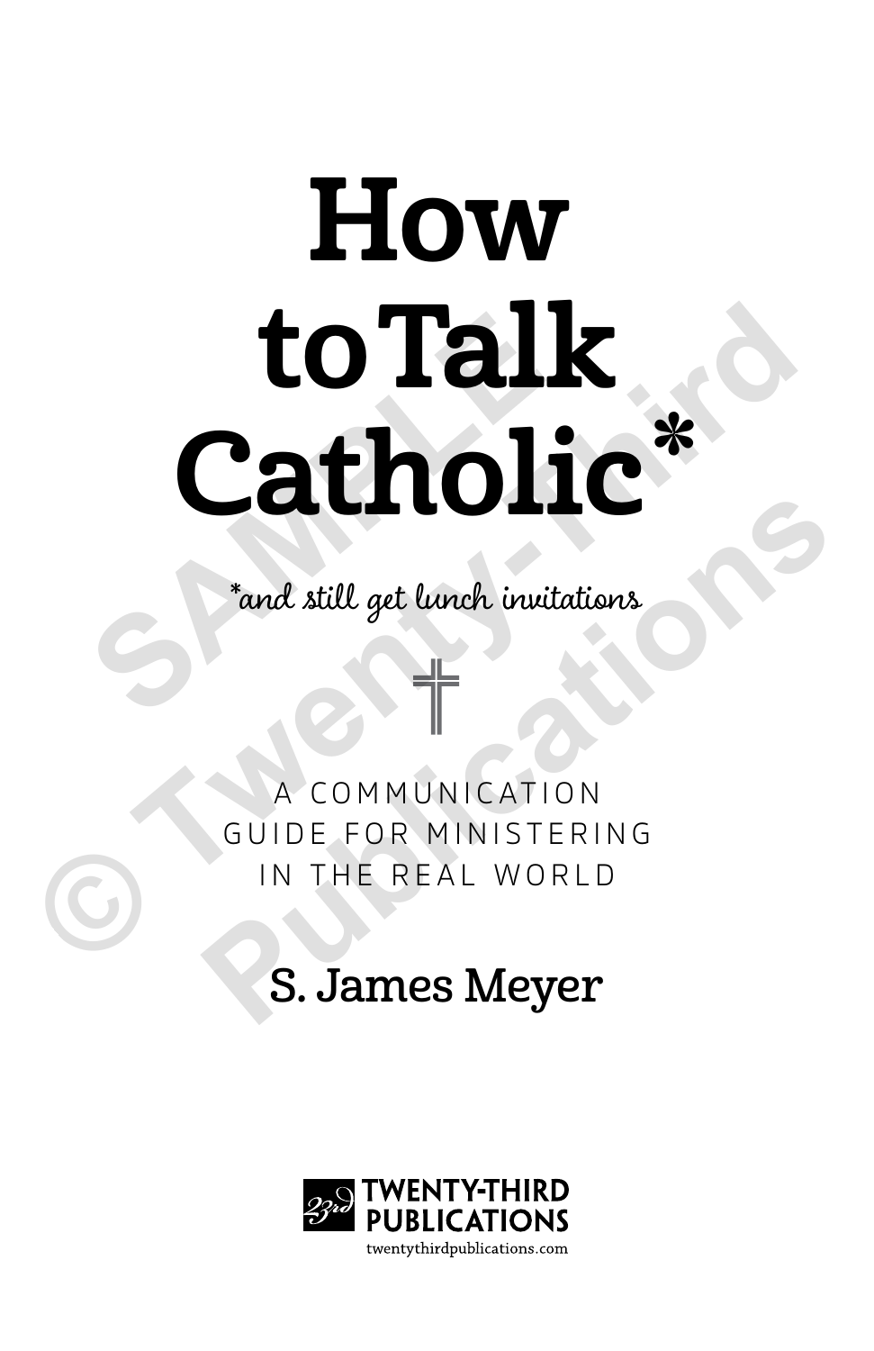# How to Talk Catholic*

*and still get lunch invitations

A COMMUNICATION GUIDE FOR MINISTERING IN THE REAL WORLD

## S. James Meyer

TWENTY-THIRD PUBLICATIONS

twentythirdpublications.com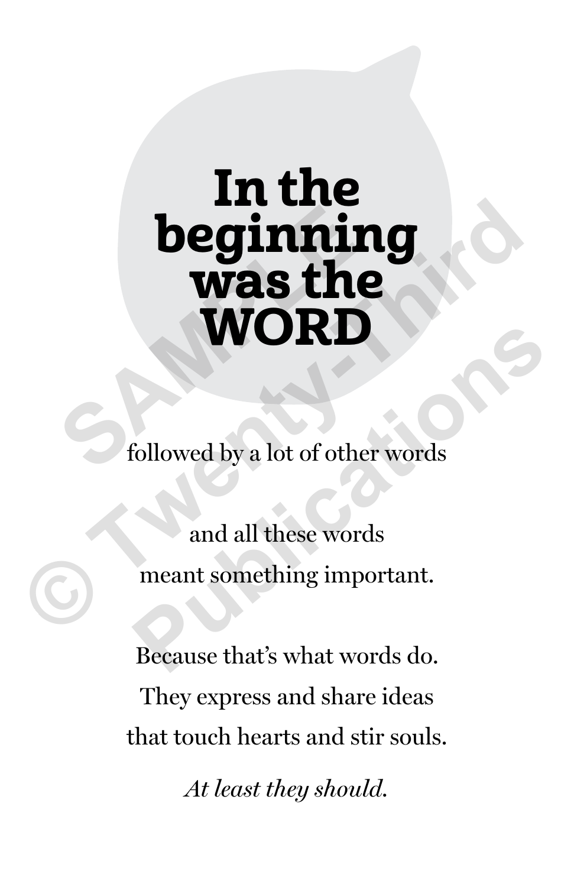# In the beginning was the WORD

followed by a lot of other words

and all these words
meant something important.

Because that's what words do.
They express and share ideas
that touch hearts and stir souls.

*At least they should.*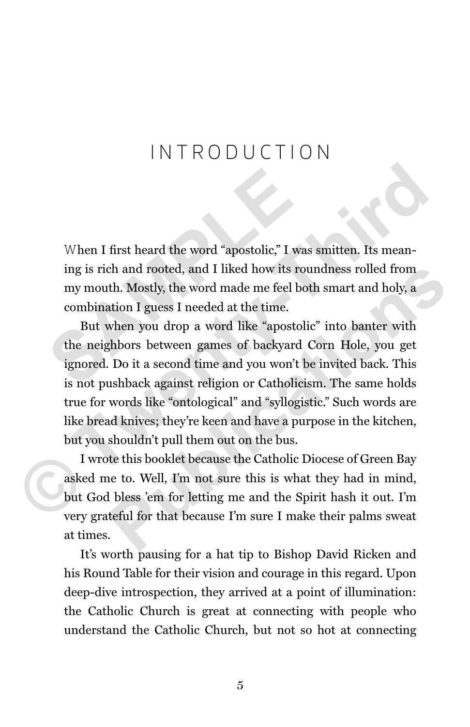# INTRODUCTION

When I first heard the word "apostolic," I was smitten. Its meaning is rich and rooted, and I liked how its roundness rolled from my mouth. Mostly, the word made me feel both smart and holy, a combination I guess I needed at the time.

But when you drop a word like "apostolic" into banter with the neighbors between games of backyard Corn Hole, you get ignored. Do it a second time and you won't be invited back. This is not pushback against religion or Catholicism. The same holds true for words like "ontological" and "syllogistic." Such words are like bread knives; they're keen and have a purpose in the kitchen, but you shouldn't pull them out on the bus.

I wrote this booklet because the Catholic Diocese of Green Bay asked me to. Well, I'm not sure this is what they had in mind, but God bless 'em for letting me and the Spirit hash it out. I'm very grateful for that because I'm sure I make their palms sweat at times.

It's worth pausing for a hat tip to Bishop David Ricken and his Round Table for their vision and courage in this regard. Upon deep-dive introspection, they arrived at a point of illumination: the Catholic Church is great at connecting with people who understand the Catholic Church, but not so hot at connecting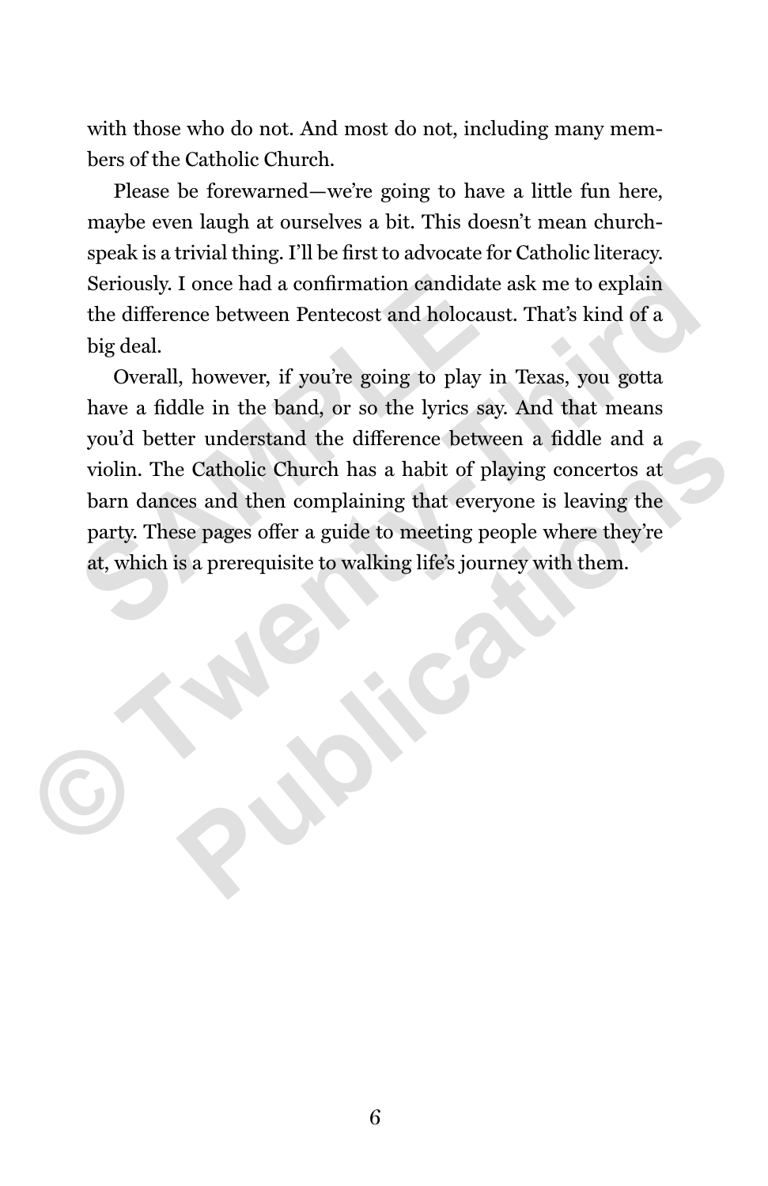with those who do not. And most do not, including many members of the Catholic Church.

Please be forewarned—we're going to have a little fun here, maybe even laugh at ourselves a bit. This doesn't mean churchspeak is a trivial thing. I'll be first to advocate for Catholic literacy. Seriously. I once had a confirmation candidate ask me to explain the difference between Pentecost and holocaust. That's kind of a big deal.

Overall, however, if you're going to play in Texas, you gotta have a fiddle in the band, or so the lyrics say. And that means you'd better understand the difference between a fiddle and a violin. The Catholic Church has a habit of playing concertos at barn dances and then complaining that everyone is leaving the party. These pages offer a guide to meeting people where they're at, which is a prerequisite to walking life's journey with them.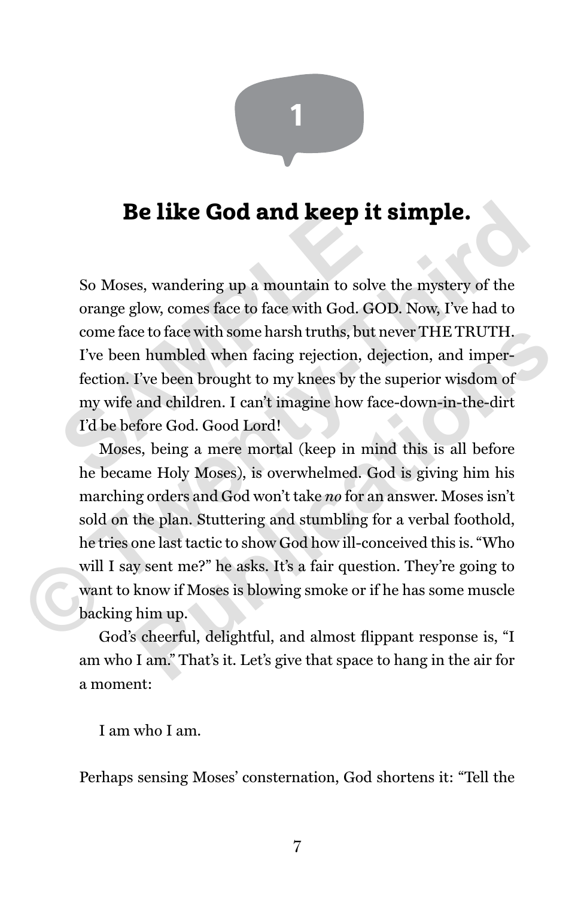1

## Be like God and keep it simple.

So Moses, wandering up a mountain to solve the mystery of the orange glow, comes face to face with God. GOD. Now, I've had to come face to face with some harsh truths, but never THE TRUTH. I've been humbled when facing rejection, dejection, and imperfection. I've been brought to my knees by the superior wisdom of my wife and children. I can't imagine how face-down-in-the-dirt I'd be before God. Good Lord!

Moses, being a mere mortal (keep in mind this is all before he became Holy Moses), is overwhelmed. God is giving him his marching orders and God won't take *no* for an answer. Moses isn't sold on the plan. Stuttering and stumbling for a verbal foothold, he tries one last tactic to show God how ill-conceived this is. "Who will I say sent me?" he asks. It's a fair question. They're going to want to know if Moses is blowing smoke or if he has some muscle backing him up.

God's cheerful, delightful, and almost flippant response is, "I am who I am." That's it. Let's give that space to hang in the air for a moment:

I am who I am.

Perhaps sensing Moses' consternation, God shortens it: "Tell the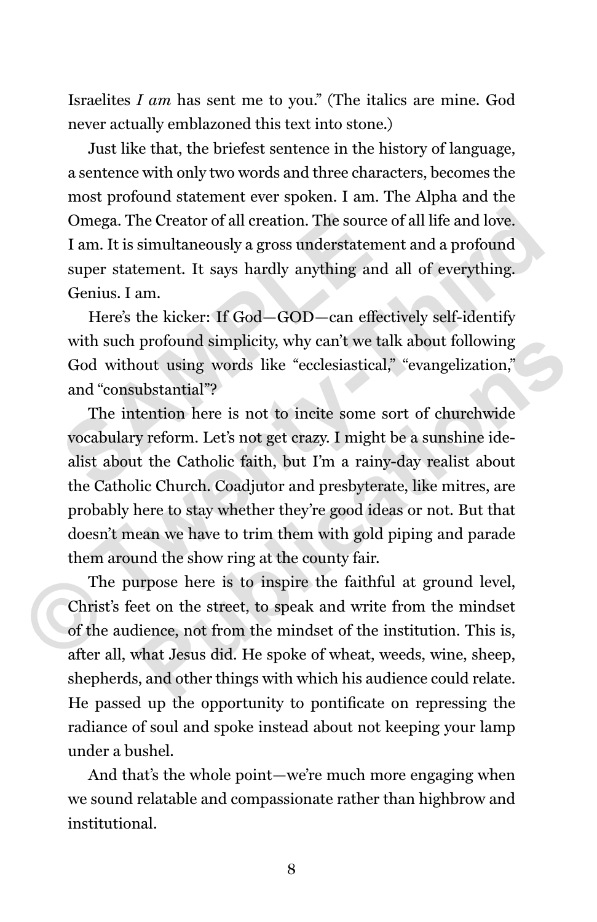Israelites *I am* has sent me to you." (The italics are mine. God never actually emblazoned this text into stone.)

Just like that, the briefest sentence in the history of language, a sentence with only two words and three characters, becomes the most profound statement ever spoken. I am. The Alpha and the Omega. The Creator of all creation. The source of all life and love. I am. It is simultaneously a gross understatement and a profound super statement. It says hardly anything and all of everything. Genius. I am.

Here's the kicker: If God—GOD—can effectively self-identify with such profound simplicity, why can't we talk about following God without using words like "ecclesiastical," "evangelization," and "consubstantial"?

The intention here is not to incite some sort of churchwide vocabulary reform. Let's not get crazy. I might be a sunshine idealist about the Catholic faith, but I'm a rainy-day realist about the Catholic Church. Coadjutor and presbyterate, like mitres, are probably here to stay whether they're good ideas or not. But that doesn't mean we have to trim them with gold piping and parade them around the show ring at the county fair.

The purpose here is to inspire the faithful at ground level, Christ's feet on the street, to speak and write from the mindset of the audience, not from the mindset of the institution. This is, after all, what Jesus did. He spoke of wheat, weeds, wine, sheep, shepherds, and other things with which his audience could relate. He passed up the opportunity to pontificate on repressing the radiance of soul and spoke instead about not keeping your lamp under a bushel.

And that's the whole point—we're much more engaging when we sound relatable and compassionate rather than highbrow and institutional.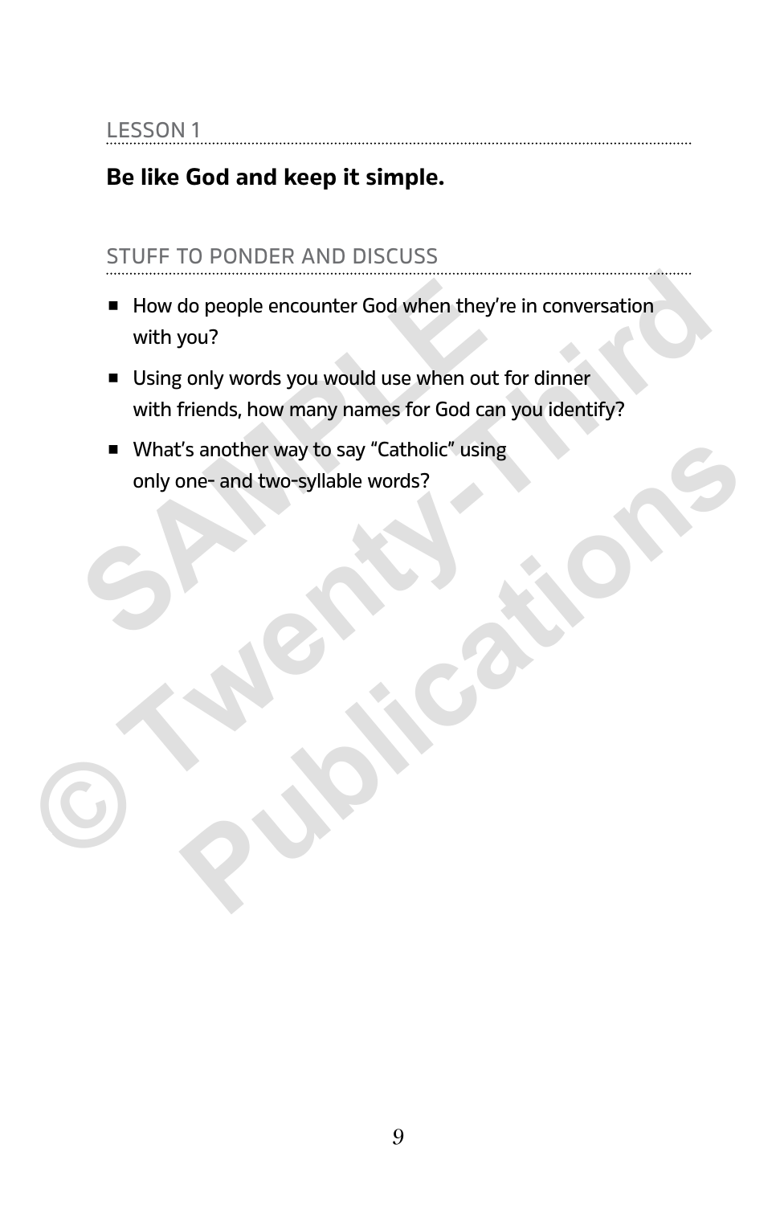LESSON 1

## Be like God and keep it simple.

STUFF TO PONDER AND DISCUSS

- How do people encounter God when they're in conversation with you?
- Using only words you would use when out for dinner with friends, how many names for God can you identify?
- What's another way to say "Catholic" using only one- and two-syllable words?